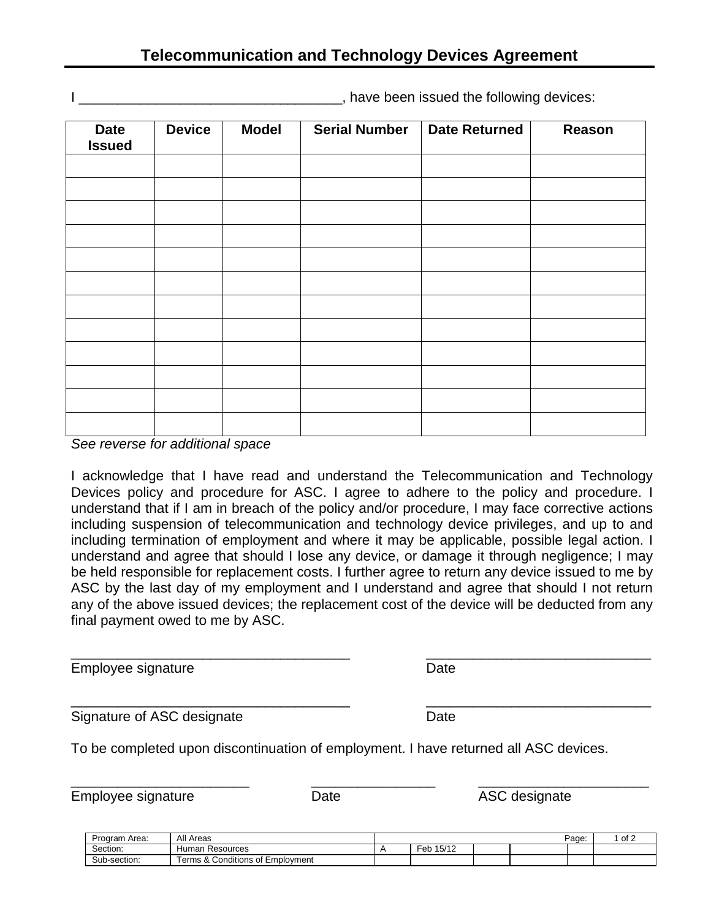# Telecommunication and Technology Devices Agreement

I ___________________________________, have been issued the following devices:

| Date Issued | Device | Model | Serial Number | Date Returned | Reason |
|---|---|---|---|---|---|
| | | | | | |
| | | | | | |
| | | | | | |
| | | | | | |
| | | | | | |
| | | | | | |
| | | | | | |
| | | | | | |
| | | | | | |
| | | | | | |
| | | | | | |
| | | | | | |

*See reverse for additional space*

I acknowledge that I have read and understand the Telecommunication and Technology Devices policy and procedure for ASC. I agree to adhere to the policy and procedure. I understand that if I am in breach of the policy and/or procedure, I may face corrective actions including suspension of telecommunication and technology device privileges, and up to and including termination of employment and where it may be applicable, possible legal action. I understand and agree that should I lose any device, or damage it through negligence; I may be held responsible for replacement costs. I further agree to return any device issued to me by ASC by the last day of my employment and I understand and agree that should I not return any of the above issued devices; the replacement cost of the device will be deducted from any final payment owed to me by ASC.

_____________________________________ _____________________________

Employee signature Date

_____________________________________ _____________________________

Signature of ASC designate Date

To be completed upon discontinuation of employment. I have returned all ASC devices.

________________________ ________________ ______________________

Employee signature Date ASC designate

| Program Area: | All Areas | | | | | | |
|---|---|---|---|---|---|---|---|
| Section: | Human Resources | A | Feb 15/12 | | | | |
| Sub-section: | Terms & Conditions of Employment | | | | | | |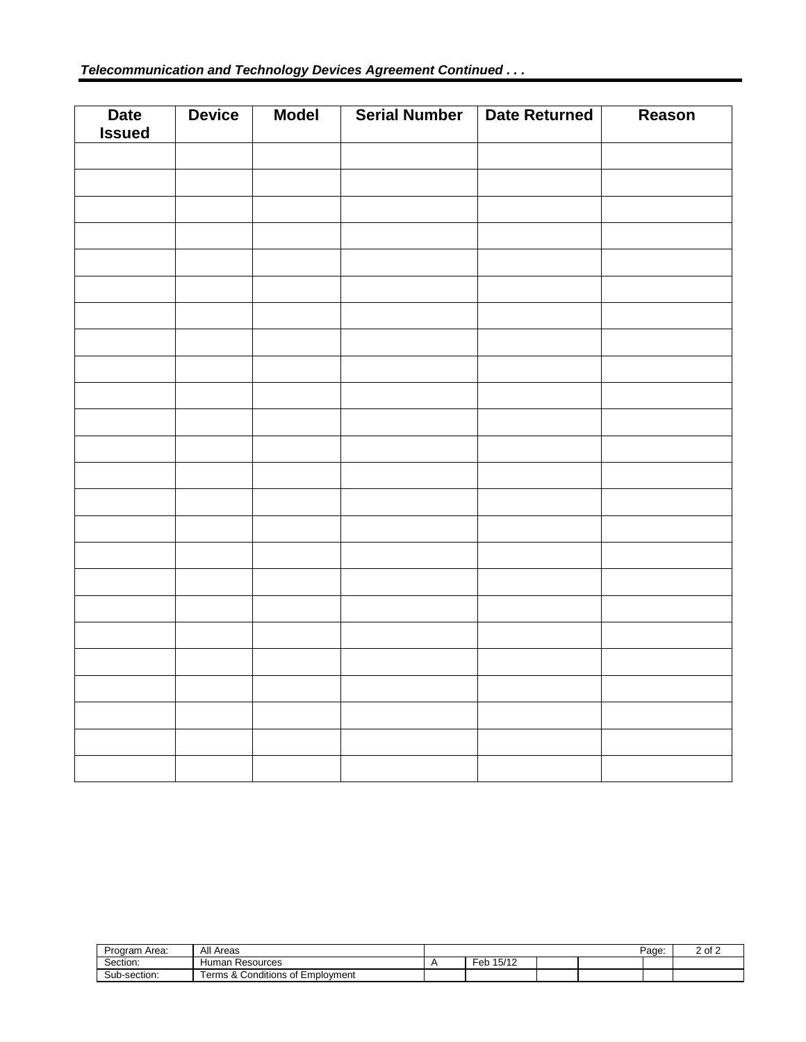***Telecommunication and Technology Devices Agreement Continued . . .***

| Date Issued | Device | Model | Serial Number | Date Returned | Reason |
|---|---|---|---|---|---|
| | | | | | |
| | | | | | |
| | | | | | |
| | | | | | |
| | | | | | |
| | | | | | |
| | | | | | |
| | | | | | |
| | | | | | |
| | | | | | |
| | | | | | |
| | | | | | |
| | | | | | |
| | | | | | |
| | | | | | |
| | | | | | |
| | | | | | |
| | | | | | |
| | | | | | |
| | | | | | |
| | | | | | |
| | | | | | |
| | | | | | |